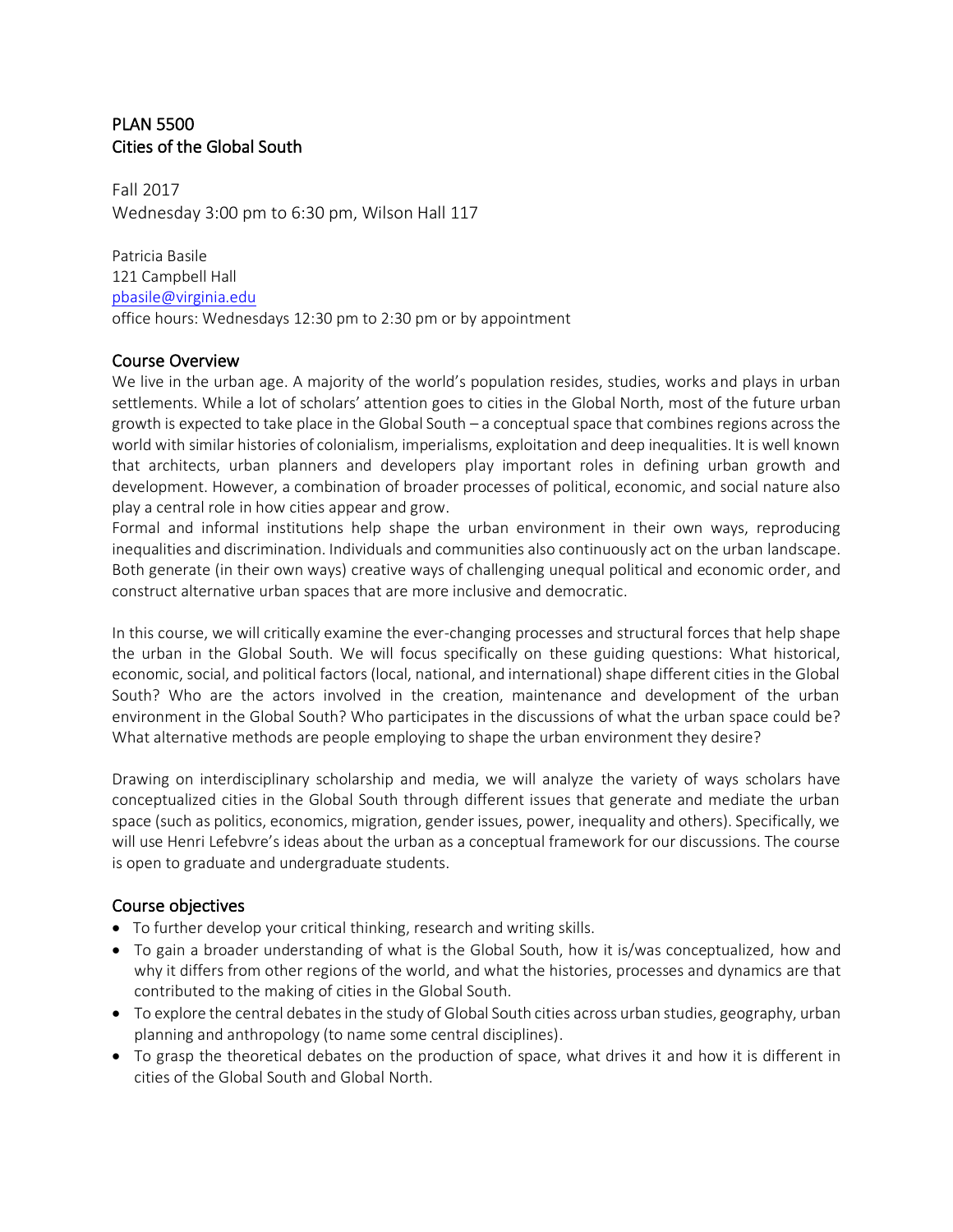# PLAN 5500
# Cities of the Global South

Fall 2017
Wednesday 3:00 pm to 6:30 pm, Wilson Hall 117

Patricia Basile
121 Campbell Hall
pbasile@virginia.edu
office hours: Wednesdays 12:30 pm to 2:30 pm or by appointment

## Course Overview

We live in the urban age. A majority of the world's population resides, studies, works and plays in urban settlements. While a lot of scholars' attention goes to cities in the Global North, most of the future urban growth is expected to take place in the Global South – a conceptual space that combines regions across the world with similar histories of colonialism, imperialisms, exploitation and deep inequalities. It is well known that architects, urban planners and developers play important roles in defining urban growth and development. However, a combination of broader processes of political, economic, and social nature also play a central role in how cities appear and grow.
Formal and informal institutions help shape the urban environment in their own ways, reproducing inequalities and discrimination. Individuals and communities also continuously act on the urban landscape. Both generate (in their own ways) creative ways of challenging unequal political and economic order, and construct alternative urban spaces that are more inclusive and democratic.

In this course, we will critically examine the ever-changing processes and structural forces that help shape the urban in the Global South. We will focus specifically on these guiding questions: What historical, economic, social, and political factors (local, national, and international) shape different cities in the Global South? Who are the actors involved in the creation, maintenance and development of the urban environment in the Global South? Who participates in the discussions of what the urban space could be? What alternative methods are people employing to shape the urban environment they desire?

Drawing on interdisciplinary scholarship and media, we will analyze the variety of ways scholars have conceptualized cities in the Global South through different issues that generate and mediate the urban space (such as politics, economics, migration, gender issues, power, inequality and others). Specifically, we will use Henri Lefebvre's ideas about the urban as a conceptual framework for our discussions. The course is open to graduate and undergraduate students.

## Course objectives

- To further develop your critical thinking, research and writing skills.
- To gain a broader understanding of what is the Global South, how it is/was conceptualized, how and why it differs from other regions of the world, and what the histories, processes and dynamics are that contributed to the making of cities in the Global South.
- To explore the central debates in the study of Global South cities across urban studies, geography, urban planning and anthropology (to name some central disciplines).
- To grasp the theoretical debates on the production of space, what drives it and how it is different in cities of the Global South and Global North.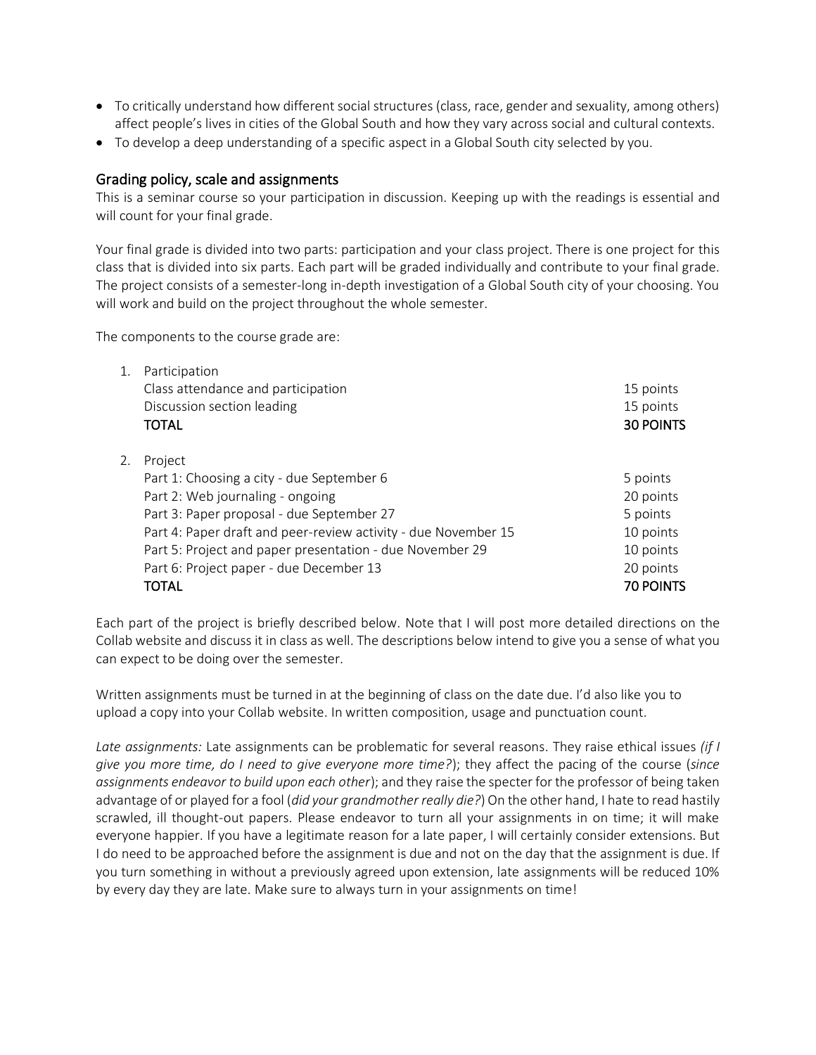- To critically understand how different social structures (class, race, gender and sexuality, among others) affect people's lives in cities of the Global South and how they vary across social and cultural contexts.
- To develop a deep understanding of a specific aspect in a Global South city selected by you.

## Grading policy, scale and assignments

This is a seminar course so your participation in discussion. Keeping up with the readings is essential and will count for your final grade.

Your final grade is divided into two parts: participation and your class project. There is one project for this class that is divided into six parts. Each part will be graded individually and contribute to your final grade. The project consists of a semester-long in-depth investigation of a Global South city of your choosing. You will work and build on the project throughout the whole semester.

The components to the course grade are:

1. Participation

| | |
|---|---|
| Class attendance and participation | 15 points |
| Discussion section leading | 15 points |
| **TOTAL** | **30 POINTS** |

2. Project

| | |
|---|---|
| Part 1: Choosing a city - due September 6 | 5 points |
| Part 2: Web journaling - ongoing | 20 points |
| Part 3: Paper proposal - due September 27 | 5 points |
| Part 4: Paper draft and peer-review activity - due November 15 | 10 points |
| Part 5: Project and paper presentation - due November 29 | 10 points |
| Part 6: Project paper - due December 13 | 20 points |
| **TOTAL** | **70 POINTS** |

Each part of the project is briefly described below. Note that I will post more detailed directions on the Collab website and discuss it in class as well. The descriptions below intend to give you a sense of what you can expect to be doing over the semester.

Written assignments must be turned in at the beginning of class on the date due. I'd also like you to upload a copy into your Collab website. In written composition, usage and punctuation count.

*Late assignments:* Late assignments can be problematic for several reasons. They raise ethical issues *(if I give you more time, do I need to give everyone more time?*); they affect the pacing of the course (*since assignments endeavor to build upon each other*); and they raise the specter for the professor of being taken advantage of or played for a fool (*did your grandmother really die?*) On the other hand, I hate to read hastily scrawled, ill thought-out papers. Please endeavor to turn all your assignments in on time; it will make everyone happier. If you have a legitimate reason for a late paper, I will certainly consider extensions. But I do need to be approached before the assignment is due and not on the day that the assignment is due. If you turn something in without a previously agreed upon extension, late assignments will be reduced 10% by every day they are late. Make sure to always turn in your assignments on time!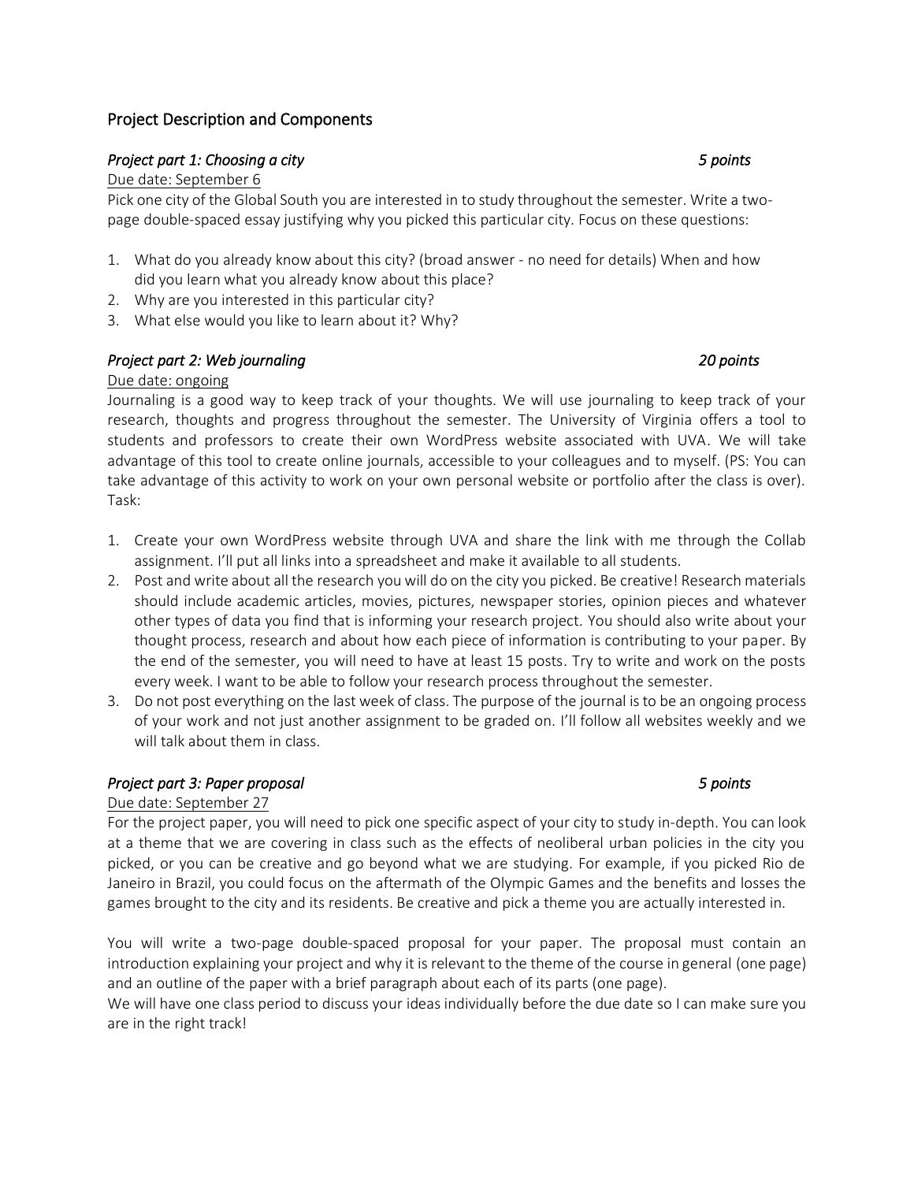## Project Description and Components

### *Project part 1: Choosing a city* *5 points*

<u>Due date: September 6</u>

Pick one city of the Global South you are interested in to study throughout the semester. Write a two-page double-spaced essay justifying why you picked this particular city. Focus on these questions:

1. What do you already know about this city? (broad answer - no need for details) When and how did you learn what you already know about this place?
2. Why are you interested in this particular city?
3. What else would you like to learn about it? Why?

### *Project part 2: Web journaling* *20 points*

<u>Due date: ongoing</u>

Journaling is a good way to keep track of your thoughts. We will use journaling to keep track of your research, thoughts and progress throughout the semester. The University of Virginia offers a tool to students and professors to create their own WordPress website associated with UVA. We will take advantage of this tool to create online journals, accessible to your colleagues and to myself. (PS: You can take advantage of this activity to work on your own personal website or portfolio after the class is over). Task:

1. Create your own WordPress website through UVA and share the link with me through the Collab assignment. I'll put all links into a spreadsheet and make it available to all students.
2. Post and write about all the research you will do on the city you picked. Be creative! Research materials should include academic articles, movies, pictures, newspaper stories, opinion pieces and whatever other types of data you find that is informing your research project. You should also write about your thought process, research and about how each piece of information is contributing to your paper. By the end of the semester, you will need to have at least 15 posts. Try to write and work on the posts every week. I want to be able to follow your research process throughout the semester.
3. Do not post everything on the last week of class. The purpose of the journal is to be an ongoing process of your work and not just another assignment to be graded on. I'll follow all websites weekly and we will talk about them in class.

### *Project part 3: Paper proposal* *5 points*

<u>Due date: September 27</u>

For the project paper, you will need to pick one specific aspect of your city to study in-depth. You can look at a theme that we are covering in class such as the effects of neoliberal urban policies in the city you picked, or you can be creative and go beyond what we are studying. For example, if you picked Rio de Janeiro in Brazil, you could focus on the aftermath of the Olympic Games and the benefits and losses the games brought to the city and its residents. Be creative and pick a theme you are actually interested in.

You will write a two-page double-spaced proposal for your paper. The proposal must contain an introduction explaining your project and why it is relevant to the theme of the course in general (one page) and an outline of the paper with a brief paragraph about each of its parts (one page).

We will have one class period to discuss your ideas individually before the due date so I can make sure you are in the right track!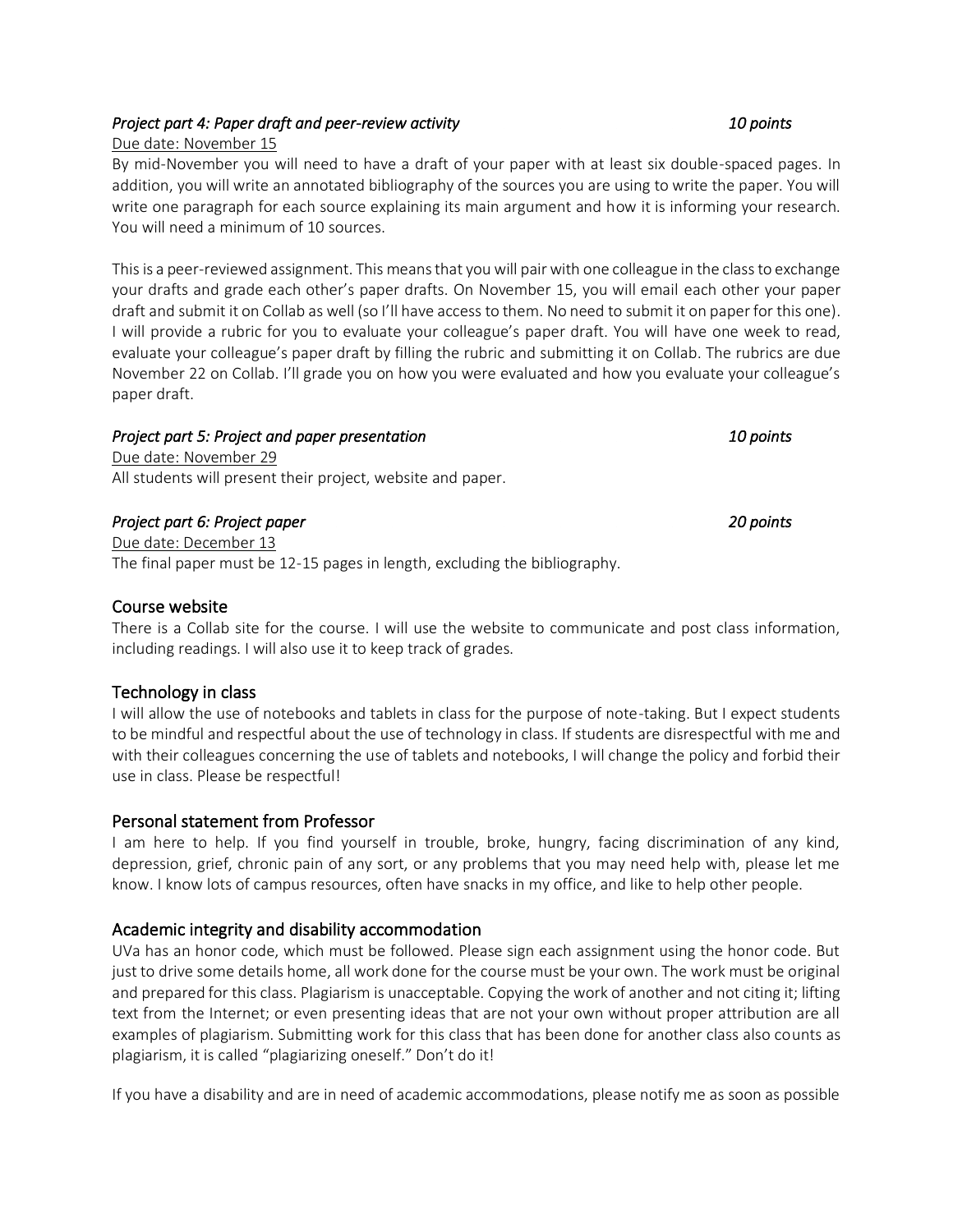### *Project part 4: Paper draft and peer-review activity* *10 points*

Due date: November 15

By mid-November you will need to have a draft of your paper with at least six double-spaced pages. In addition, you will write an annotated bibliography of the sources you are using to write the paper. You will write one paragraph for each source explaining its main argument and how it is informing your research. You will need a minimum of 10 sources.

This is a peer-reviewed assignment. This means that you will pair with one colleague in the class to exchange your drafts and grade each other's paper drafts. On November 15, you will email each other your paper draft and submit it on Collab as well (so I'll have access to them. No need to submit it on paper for this one). I will provide a rubric for you to evaluate your colleague's paper draft. You will have one week to read, evaluate your colleague's paper draft by filling the rubric and submitting it on Collab. The rubrics are due November 22 on Collab. I'll grade you on how you were evaluated and how you evaluate your colleague's paper draft.

### *Project part 5: Project and paper presentation* *10 points*

Due date: November 29

All students will present their project, website and paper.

### *Project part 6: Project paper* *20 points*

Due date: December 13

The final paper must be 12-15 pages in length, excluding the bibliography.

## Course website

There is a Collab site for the course. I will use the website to communicate and post class information, including readings. I will also use it to keep track of grades.

## Technology in class

I will allow the use of notebooks and tablets in class for the purpose of note-taking. But I expect students to be mindful and respectful about the use of technology in class. If students are disrespectful with me and with their colleagues concerning the use of tablets and notebooks, I will change the policy and forbid their use in class. Please be respectful!

## Personal statement from Professor

I am here to help. If you find yourself in trouble, broke, hungry, facing discrimination of any kind, depression, grief, chronic pain of any sort, or any problems that you may need help with, please let me know. I know lots of campus resources, often have snacks in my office, and like to help other people.

## Academic integrity and disability accommodation

UVa has an honor code, which must be followed. Please sign each assignment using the honor code. But just to drive some details home, all work done for the course must be your own. The work must be original and prepared for this class. Plagiarism is unacceptable. Copying the work of another and not citing it; lifting text from the Internet; or even presenting ideas that are not your own without proper attribution are all examples of plagiarism. Submitting work for this class that has been done for another class also counts as plagiarism, it is called "plagiarizing oneself." Don't do it!

If you have a disability and are in need of academic accommodations, please notify me as soon as possible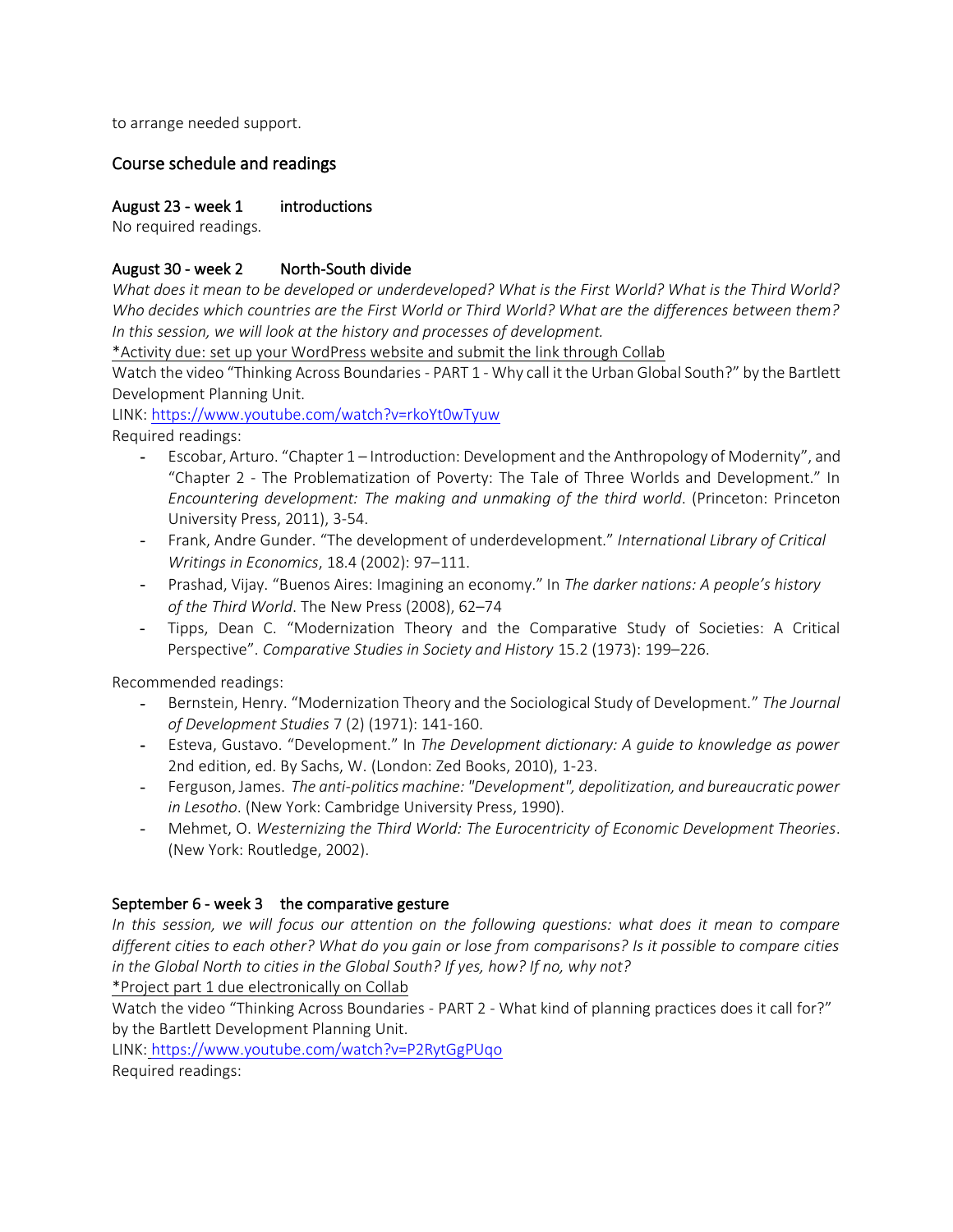to arrange needed support.

## Course schedule and readings

### August 23 - week 1 introductions

No required readings.

### August 30 - week 2 North-South divide

*What does it mean to be developed or underdeveloped? What is the First World? What is the Third World? Who decides which countries are the First World or Third World? What are the differences between them? In this session, we will look at the history and processes of development.*

<u>*Activity due: set up your WordPress website and submit the link through Collab</u>

Watch the video "Thinking Across Boundaries - PART 1 - Why call it the Urban Global South?" by the Bartlett Development Planning Unit.

LINK: https://www.youtube.com/watch?v=rkoYt0wTyuw

Required readings:

- Escobar, Arturo. "Chapter 1 – Introduction: Development and the Anthropology of Modernity", and "Chapter 2 - The Problematization of Poverty: The Tale of Three Worlds and Development." In *Encountering development: The making and unmaking of the third world*. (Princeton: Princeton University Press, 2011), 3-54.
- Frank, Andre Gunder. "The development of underdevelopment." *International Library of Critical Writings in Economics*, 18.4 (2002): 97–111.
- Prashad, Vijay. "Buenos Aires: Imagining an economy." In *The darker nations: A people's history of the Third World*. The New Press (2008), 62–74
- Tipps, Dean C. "Modernization Theory and the Comparative Study of Societies: A Critical Perspective". *Comparative Studies in Society and History* 15.2 (1973): 199–226.

Recommended readings:

- Bernstein, Henry. "Modernization Theory and the Sociological Study of Development." *The Journal of Development Studies* 7 (2) (1971): 141-160.
- Esteva, Gustavo. "Development." In *The Development dictionary: A guide to knowledge as power* 2nd edition, ed. By Sachs, W. (London: Zed Books, 2010), 1-23.
- Ferguson, James. *The anti-politics machine: "Development", depolitization, and bureaucratic power in Lesotho*. (New York: Cambridge University Press, 1990).
- Mehmet, O. *Westernizing the Third World: The Eurocentricity of Economic Development Theories*. (New York: Routledge, 2002).

### September 6 - week 3 the comparative gesture

*In this session, we will focus our attention on the following questions: what does it mean to compare different cities to each other? What do you gain or lose from comparisons? Is it possible to compare cities in the Global North to cities in the Global South? If yes, how? If no, why not?*

<u>*Project part 1 due electronically on Collab</u>

Watch the video "Thinking Across Boundaries - PART 2 - What kind of planning practices does it call for?" by the Bartlett Development Planning Unit.

LINK: https://www.youtube.com/watch?v=P2RytGgPUqo

Required readings: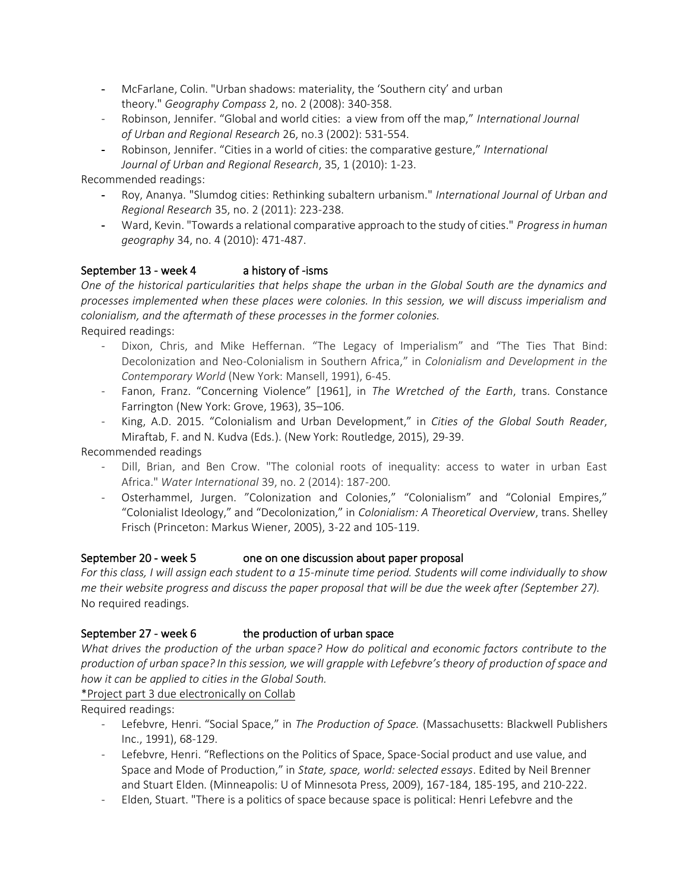- McFarlane, Colin. "Urban shadows: materiality, the 'Southern city' and urban theory." *Geography Compass* 2, no. 2 (2008): 340-358.
- Robinson, Jennifer. "Global and world cities: a view from off the map," *International Journal of Urban and Regional Research* 26, no.3 (2002): 531-554.
- Robinson, Jennifer. "Cities in a world of cities: the comparative gesture," *International Journal of Urban and Regional Research*, 35, 1 (2010): 1-23.

Recommended readings:

- Roy, Ananya. "Slumdog cities: Rethinking subaltern urbanism." *International Journal of Urban and Regional Research* 35, no. 2 (2011): 223-238.
- Ward, Kevin. "Towards a relational comparative approach to the study of cities." *Progress in human geography* 34, no. 4 (2010): 471-487.

## September 13 - week 4 a history of -isms

*One of the historical particularities that helps shape the urban in the Global South are the dynamics and processes implemented when these places were colonies. In this session, we will discuss imperialism and colonialism, and the aftermath of these processes in the former colonies.*

Required readings:

- Dixon, Chris, and Mike Heffernan. "The Legacy of Imperialism" and "The Ties That Bind: Decolonization and Neo-Colonialism in Southern Africa," in *Colonialism and Development in the Contemporary World* (New York: Mansell, 1991), 6-45.
- Fanon, Franz. "Concerning Violence" [1961], in *The Wretched of the Earth*, trans. Constance Farrington (New York: Grove, 1963), 35–106.
- King, A.D. 2015. "Colonialism and Urban Development," in *Cities of the Global South Reader*, Miraftab, F. and N. Kudva (Eds.). (New York: Routledge, 2015), 29-39.

Recommended readings

- Dill, Brian, and Ben Crow. "The colonial roots of inequality: access to water in urban East Africa." *Water International* 39, no. 2 (2014): 187-200.
- Osterhammel, Jurgen. "Colonization and Colonies," "Colonialism" and "Colonial Empires," "Colonialist Ideology," and "Decolonization," in *Colonialism: A Theoretical Overview*, trans. Shelley Frisch (Princeton: Markus Wiener, 2005), 3-22 and 105-119.

## September 20 - week 5 one on one discussion about paper proposal

*For this class, I will assign each student to a 15-minute time period. Students will come individually to show me their website progress and discuss the paper proposal that will be due the week after (September 27).*

No required readings.

## September 27 - week 6 the production of urban space

*What drives the production of the urban space? How do political and economic factors contribute to the production of urban space? In this session, we will grapple with Lefebvre's theory of production of space and how it can be applied to cities in the Global South.*

<u>*Project part 3 due electronically on Collab</u>

Required readings:

- Lefebvre, Henri. "Social Space," in *The Production of Space.* (Massachusetts: Blackwell Publishers Inc., 1991), 68-129.
- Lefebvre, Henri. "Reflections on the Politics of Space, Space-Social product and use value, and Space and Mode of Production," in *State, space, world: selected essays*. Edited by Neil Brenner and Stuart Elden. (Minneapolis: U of Minnesota Press, 2009), 167-184, 185-195, and 210-222.
- Elden, Stuart. "There is a politics of space because space is political: Henri Lefebvre and the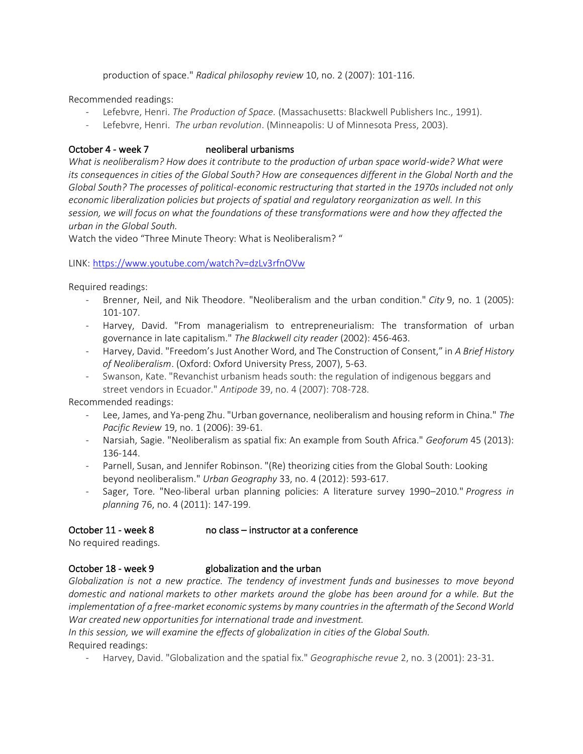production of space." *Radical philosophy review* 10, no. 2 (2007): 101-116.

Recommended readings:

- Lefebvre, Henri. *The Production of Space.* (Massachusetts: Blackwell Publishers Inc., 1991).
- Lefebvre, Henri. *The urban revolution*. (Minneapolis: U of Minnesota Press, 2003).

### October 4 - week 7 neoliberal urbanisms

*What is neoliberalism? How does it contribute to the production of urban space world-wide? What were its consequences in cities of the Global South? How are consequences different in the Global North and the Global South? The processes of political-economic restructuring that started in the 1970s included not only economic liberalization policies but projects of spatial and regulatory reorganization as well. In this session, we will focus on what the foundations of these transformations were and how they affected the urban in the Global South.*

Watch the video "Three Minute Theory: What is Neoliberalism? "

LINK: https://www.youtube.com/watch?v=dzLv3rfnOVw

Required readings:

- Brenner, Neil, and Nik Theodore. "Neoliberalism and the urban condition." *City* 9, no. 1 (2005): 101-107.
- Harvey, David. "From managerialism to entrepreneurialism: The transformation of urban governance in late capitalism." *The Blackwell city reader* (2002): 456-463.
- Harvey, David. "Freedom's Just Another Word, and The Construction of Consent," in *A Brief History of Neoliberalism*. (Oxford: Oxford University Press, 2007), 5-63.
- Swanson, Kate. "Revanchist urbanism heads south: the regulation of indigenous beggars and street vendors in Ecuador." *Antipode* 39, no. 4 (2007): 708-728.

Recommended readings:

- Lee, James, and Ya-peng Zhu. "Urban governance, neoliberalism and housing reform in China." *The Pacific Review* 19, no. 1 (2006): 39-61.
- Narsiah, Sagie. "Neoliberalism as spatial fix: An example from South Africa." *Geoforum* 45 (2013): 136-144.
- Parnell, Susan, and Jennifer Robinson. "(Re) theorizing cities from the Global South: Looking beyond neoliberalism." *Urban Geography* 33, no. 4 (2012): 593-617.
- Sager, Tore. "Neo-liberal urban planning policies: A literature survey 1990–2010." *Progress in planning* 76, no. 4 (2011): 147-199.

### October 11 - week 8 no class – instructor at a conference

No required readings.

### October 18 - week 9 globalization and the urban

*Globalization is not a new practice. The tendency of investment funds and businesses to move beyond domestic and national markets to other markets around the globe has been around for a while. But the implementation of a free-market economic systems by many countries in the aftermath of the Second World War created new opportunities for international trade and investment.*

*In this session, we will examine the effects of globalization in cities of the Global South.*

Required readings:

- Harvey, David. "Globalization and the spatial fix." *Geographische revue* 2, no. 3 (2001): 23-31.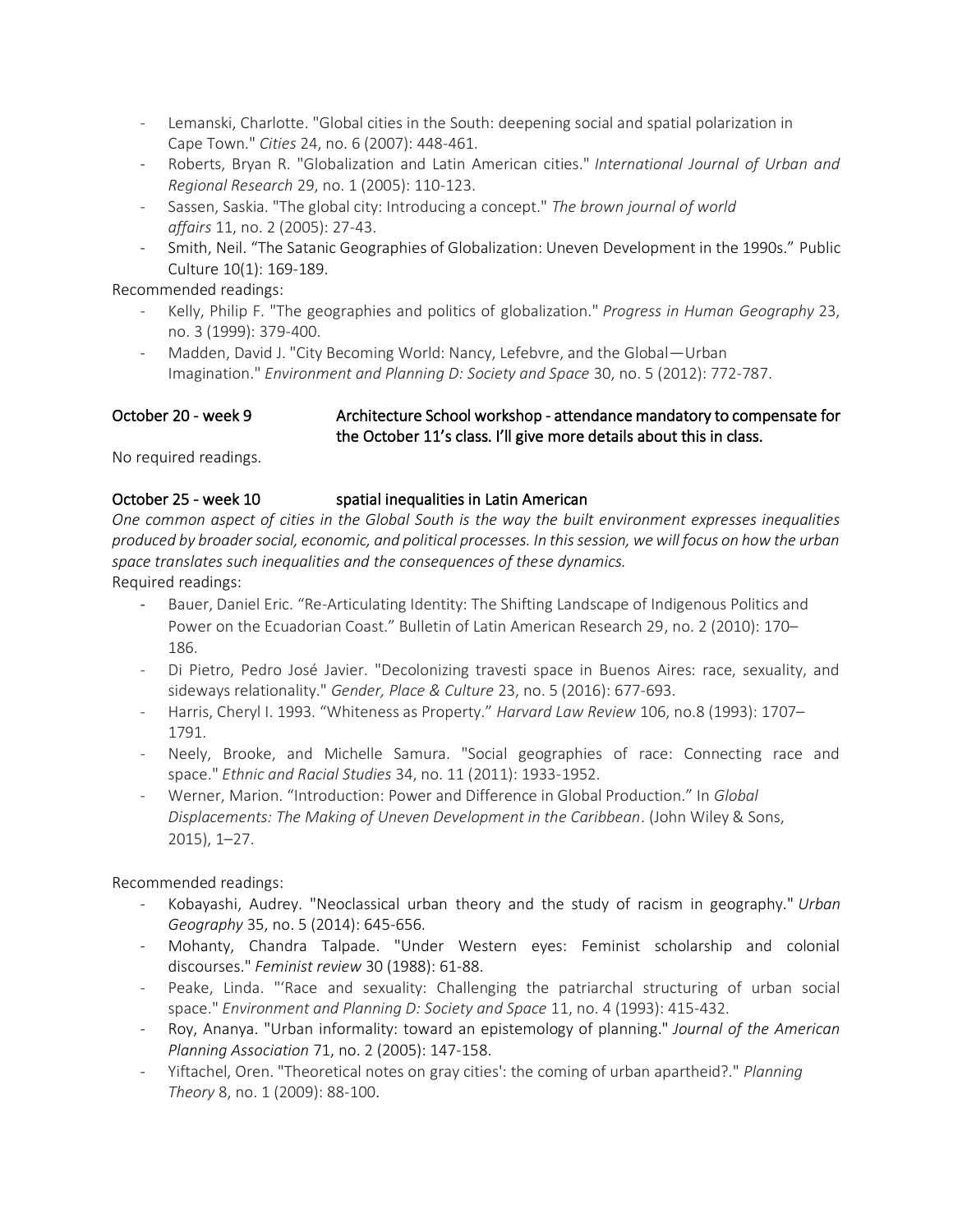- Lemanski, Charlotte. "Global cities in the South: deepening social and spatial polarization in Cape Town." *Cities* 24, no. 6 (2007): 448-461.
- Roberts, Bryan R. "Globalization and Latin American cities." *International Journal of Urban and Regional Research* 29, no. 1 (2005): 110-123.
- Sassen, Saskia. "The global city: Introducing a concept." *The brown journal of world affairs* 11, no. 2 (2005): 27-43.
- Smith, Neil. "The Satanic Geographies of Globalization: Uneven Development in the 1990s." Public Culture 10(1): 169-189.

Recommended readings:

- Kelly, Philip F. "The geographies and politics of globalization." *Progress in Human Geography* 23, no. 3 (1999): 379-400.
- Madden, David J. "City Becoming World: Nancy, Lefebvre, and the Global—Urban Imagination." *Environment and Planning D: Society and Space* 30, no. 5 (2012): 772-787.

### October 20 - week 9 — Architecture School workshop - attendance mandatory to compensate for the October 11's class. I'll give more details about this in class.

No required readings.

### October 25 - week 10 — spatial inequalities in Latin American

*One common aspect of cities in the Global South is the way the built environment expresses inequalities produced by broader social, economic, and political processes. In this session, we will focus on how the urban space translates such inequalities and the consequences of these dynamics.*

Required readings:

- Bauer, Daniel Eric. "Re-Articulating Identity: The Shifting Landscape of Indigenous Politics and Power on the Ecuadorian Coast." Bulletin of Latin American Research 29, no. 2 (2010): 170–186.
- Di Pietro, Pedro José Javier. "Decolonizing travesti space in Buenos Aires: race, sexuality, and sideways relationality." *Gender, Place & Culture* 23, no. 5 (2016): 677-693.
- Harris, Cheryl I. 1993. "Whiteness as Property." *Harvard Law Review* 106, no.8 (1993): 1707–1791.
- Neely, Brooke, and Michelle Samura. "Social geographies of race: Connecting race and space." *Ethnic and Racial Studies* 34, no. 11 (2011): 1933-1952.
- Werner, Marion. "Introduction: Power and Difference in Global Production." In *Global Displacements: The Making of Uneven Development in the Caribbean*. (John Wiley & Sons, 2015), 1–27.

Recommended readings:

- Kobayashi, Audrey. "Neoclassical urban theory and the study of racism in geography." *Urban Geography* 35, no. 5 (2014): 645-656.
- Mohanty, Chandra Talpade. "Under Western eyes: Feminist scholarship and colonial discourses." *Feminist review* 30 (1988): 61-88.
- Peake, Linda. "'Race and sexuality: Challenging the patriarchal structuring of urban social space." *Environment and Planning D: Society and Space* 11, no. 4 (1993): 415-432.
- Roy, Ananya. "Urban informality: toward an epistemology of planning." *Journal of the American Planning Association* 71, no. 2 (2005): 147-158.
- Yiftachel, Oren. "Theoretical notes on gray cities': the coming of urban apartheid?." *Planning Theory* 8, no. 1 (2009): 88-100.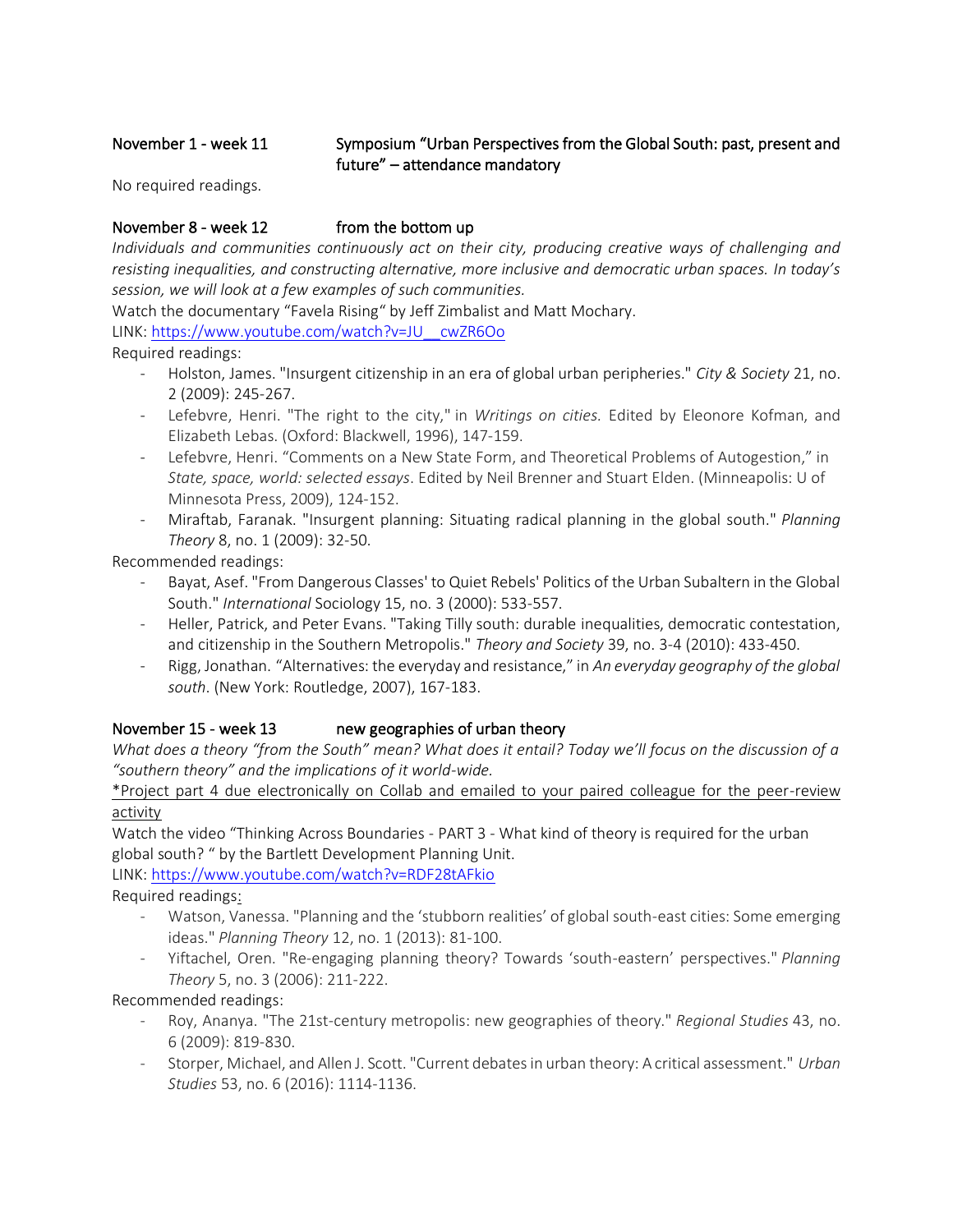## November 1 - week 11 Symposium "Urban Perspectives from the Global South: past, present and future" – attendance mandatory

No required readings.

## November 8 - week 12 from the bottom up

*Individuals and communities continuously act on their city, producing creative ways of challenging and resisting inequalities, and constructing alternative, more inclusive and democratic urban spaces. In today's session, we will look at a few examples of such communities.*

Watch the documentary "Favela Rising" by Jeff Zimbalist and Matt Mochary.

LINK: https://www.youtube.com/watch?v=JU__cwZR6Oo

Required readings:

- Holston, James. "Insurgent citizenship in an era of global urban peripheries." *City & Society* 21, no. 2 (2009): 245-267.
- Lefebvre, Henri. "The right to the city," in *Writings on cities.* Edited by Eleonore Kofman, and Elizabeth Lebas. (Oxford: Blackwell, 1996), 147-159.
- Lefebvre, Henri. "Comments on a New State Form, and Theoretical Problems of Autogestion," in *State, space, world: selected essays*. Edited by Neil Brenner and Stuart Elden. (Minneapolis: U of Minnesota Press, 2009), 124-152.
- Miraftab, Faranak. "Insurgent planning: Situating radical planning in the global south." *Planning Theory* 8, no. 1 (2009): 32-50.

Recommended readings:

- Bayat, Asef. "From Dangerous Classes' to Quiet Rebels' Politics of the Urban Subaltern in the Global South." *International* Sociology 15, no. 3 (2000): 533-557.
- Heller, Patrick, and Peter Evans. "Taking Tilly south: durable inequalities, democratic contestation, and citizenship in the Southern Metropolis." *Theory and Society* 39, no. 3-4 (2010): 433-450.
- Rigg, Jonathan. "Alternatives: the everyday and resistance," in *An everyday geography of the global south*. (New York: Routledge, 2007), 167-183.

## November 15 - week 13 new geographies of urban theory

*What does a theory "from the South" mean? What does it entail? Today we'll focus on the discussion of a "southern theory" and the implications of it world-wide.*

*Project part 4 due electronically on Collab and emailed to your paired colleague for the peer-review activity

Watch the video "Thinking Across Boundaries - PART 3 - What kind of theory is required for the urban global south? " by the Bartlett Development Planning Unit.

LINK: https://www.youtube.com/watch?v=RDF28tAFkio

Required readings:

- Watson, Vanessa. "Planning and the 'stubborn realities' of global south-east cities: Some emerging ideas." *Planning Theory* 12, no. 1 (2013): 81-100.
- Yiftachel, Oren. "Re-engaging planning theory? Towards 'south-eastern' perspectives." *Planning Theory* 5, no. 3 (2006): 211-222.

Recommended readings:

- Roy, Ananya. "The 21st-century metropolis: new geographies of theory." *Regional Studies* 43, no. 6 (2009): 819-830.
- Storper, Michael, and Allen J. Scott. "Current debates in urban theory: A critical assessment." *Urban Studies* 53, no. 6 (2016): 1114-1136.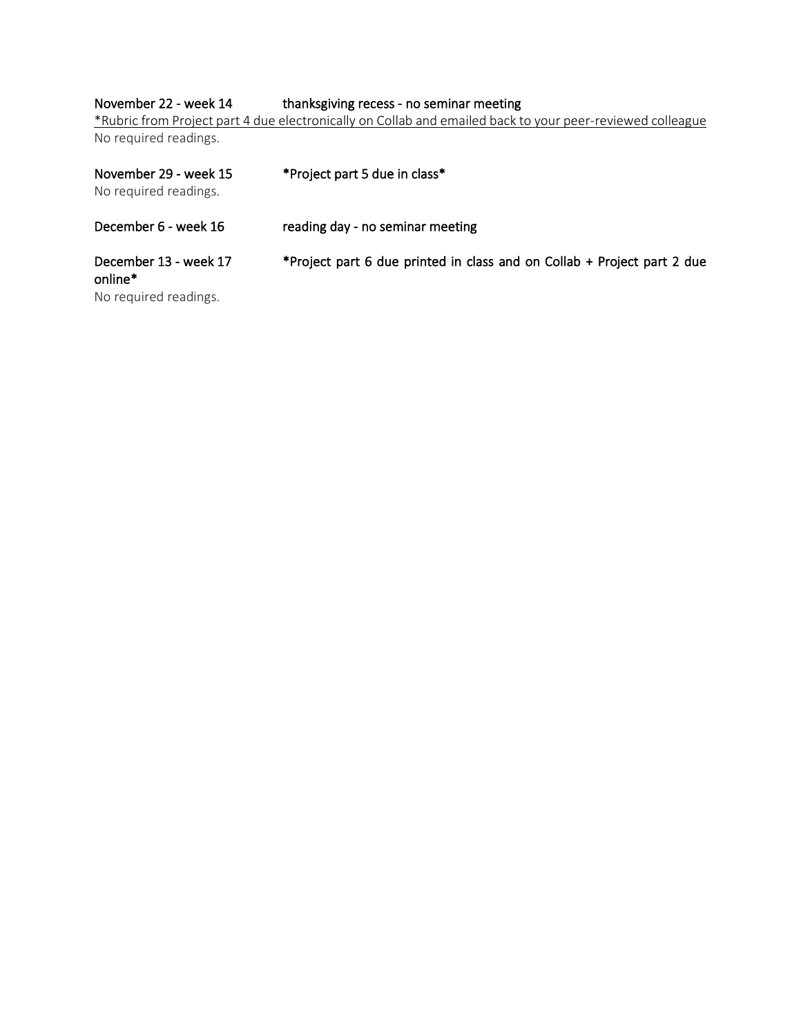**November 22 - week 14** **thanksgiving recess - no seminar meeting**

*Rubric from Project part 4 due electronically on Collab and emailed back to your peer-reviewed colleague

No required readings.

**November 29 - week 15** ***Project part 5 due in class***

No required readings.

**December 6 - week 16** **reading day - no seminar meeting**

**December 13 - week 17** ***Project part 6 due printed in class and on Collab + Project part 2 due online***

No required readings.